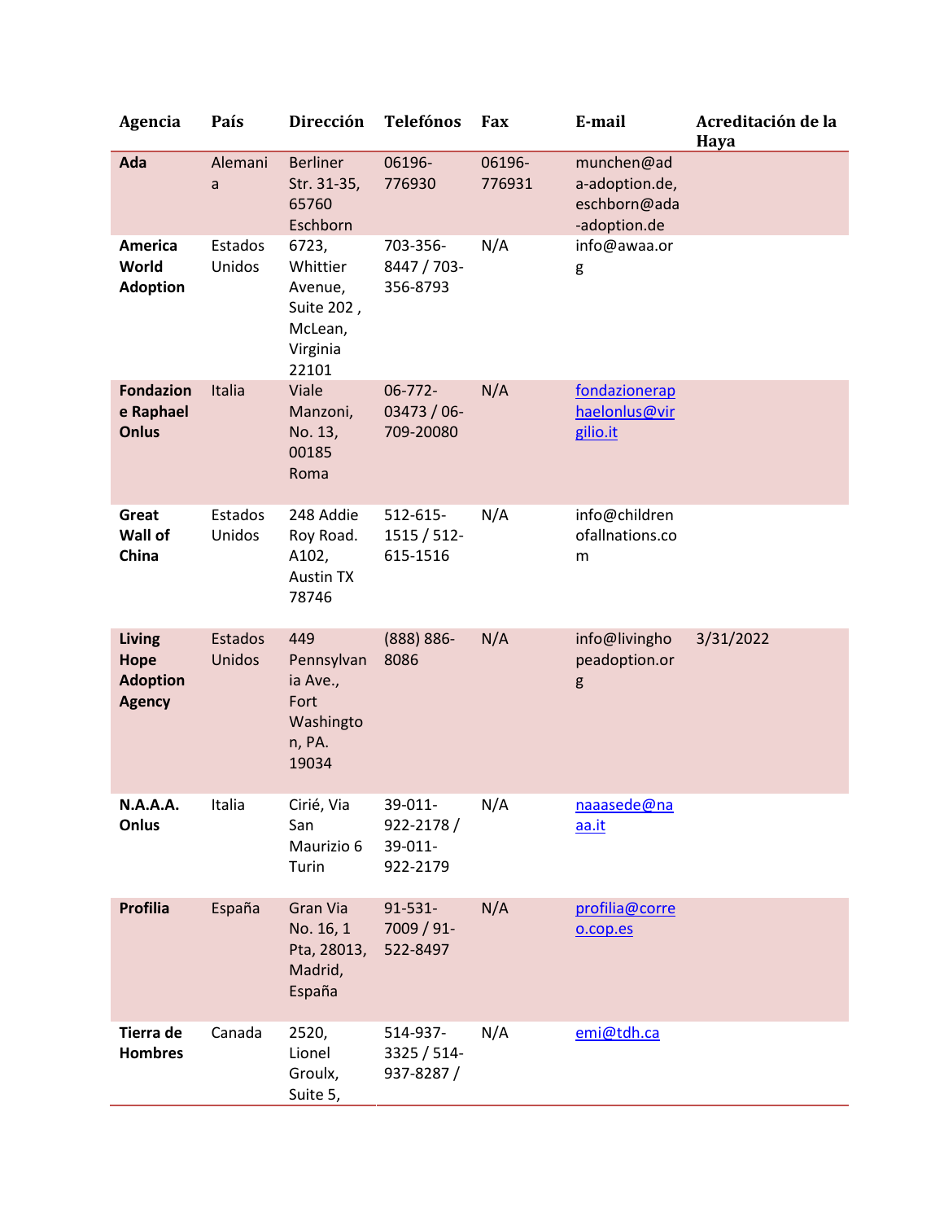| Agencia | País | Dirección | Telefónos | Fax | E-mail | Acreditación de la Haya |
|---|---|---|---|---|---|---|
| **Ada** | Alemania | Berliner Str. 31-35, 65760 Eschborn | 06196-776930 | 06196-776931 | munchen@ada-adoption.de, eschborn@ada-adoption.de | |
| **America World Adoption** | Estados Unidos | 6723, Whittier Avenue, Suite 202 , McLean, Virginia 22101 | 703-356-8447 / 703-356-8793 | N/A | info@awaa.org | |
| **Fondazione Raphael Onlus** | Italia | Viale Manzoni, No. 13, 00185 Roma | 06-772-03473 / 06-709-20080 | N/A | fondazioneraphaelonlus@virgilio.it | |
| **Great Wall of China** | Estados Unidos | 248 Addie Roy Road. A102, Austin TX 78746 | 512-615-1515 / 512-615-1516 | N/A | info@childrenofallnations.com | |
| **Living Hope Adoption Agency** | Estados Unidos | 449 Pennsylvania Ave., Fort Washington, PA. 19034 | (888) 886-8086 | N/A | info@livinghopeadoption.org | 3/31/2022 |
| **N.A.A.A. Onlus** | Italia | Cirié, Via San Maurizio 6 Turin | 39-011-922-2178 / 39-011-922-2179 | N/A | naaasede@naaa.it | |
| **Profilia** | España | Gran Via No. 16, 1 Pta, 28013, Madrid, España | 91-531-7009 / 91-522-8497 | N/A | profilia@correo.cop.es | |
| **Tierra de Hombres** | Canada | 2520, Lionel Groulx, Suite 5, | 514-937-3325 / 514-937-8287 / | N/A | emi@tdh.ca | |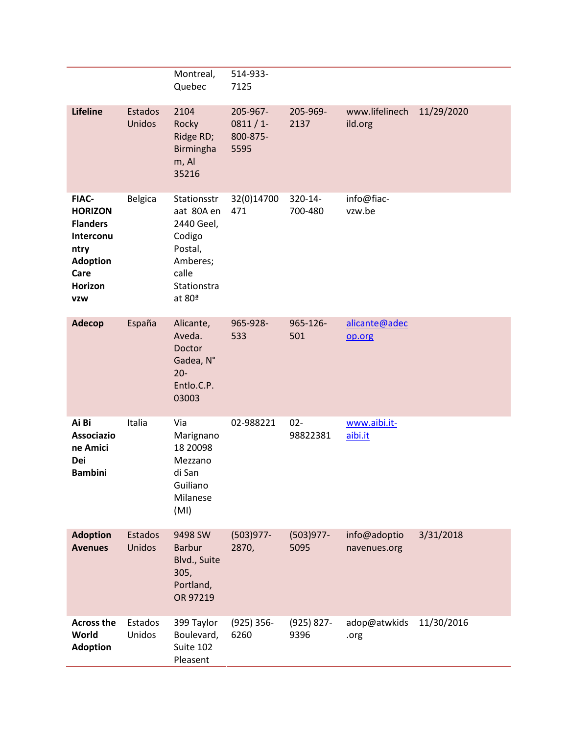| | | | | | | |
|---|---|---|---|---|---|---|
| | | Montreal, Quebec | 514-933-7125 | | | |
| **Lifeline** | Estados Unidos | 2104 Rocky Ridge RD; Birmingham, Al 35216 | 205-967-0811 / 1-800-875-5595 | 205-969-2137 | www.lifelinechild.org | 11/29/2020 |
| **FIAC-HORIZON Flanders Interconuntry Adoption Care Horizon vzw** | Belgica | Stationsstraat 80A en 2440 Geel, Codigo Postal, Amberes; calle Stationstraat 80ª | 32(0)14700471 | 320-14-700-480 | info@fiac-vzw.be | |
| **Adecop** | España | Alicante, Aveda. Doctor Gadea, N° 20-Entlo.C.P. 03003 | 965-928-533 | 965-126-501 | alicante@adecop.org | |
| **Ai Bi Associazione Amici Dei Bambini** | Italia | Via Marignano 18 20098 Mezzano di San Guiliano Milanese (MI) | 02-988221 | 02-98822381 | www.aibi.it-aibi.it | |
| **Adoption Avenues** | Estados Unidos | 9498 SW Barbur Blvd., Suite 305, Portland, OR 97219 | (503)977-2870, | (503)977-5095 | info@adoptionavenues.org | 3/31/2018 |
| **Across the World Adoption** | Estados Unidos | 399 Taylor Boulevard, Suite 102 Pleasent | (925) 356-6260 | (925) 827-9396 | adop@atwkids.org | 11/30/2016 |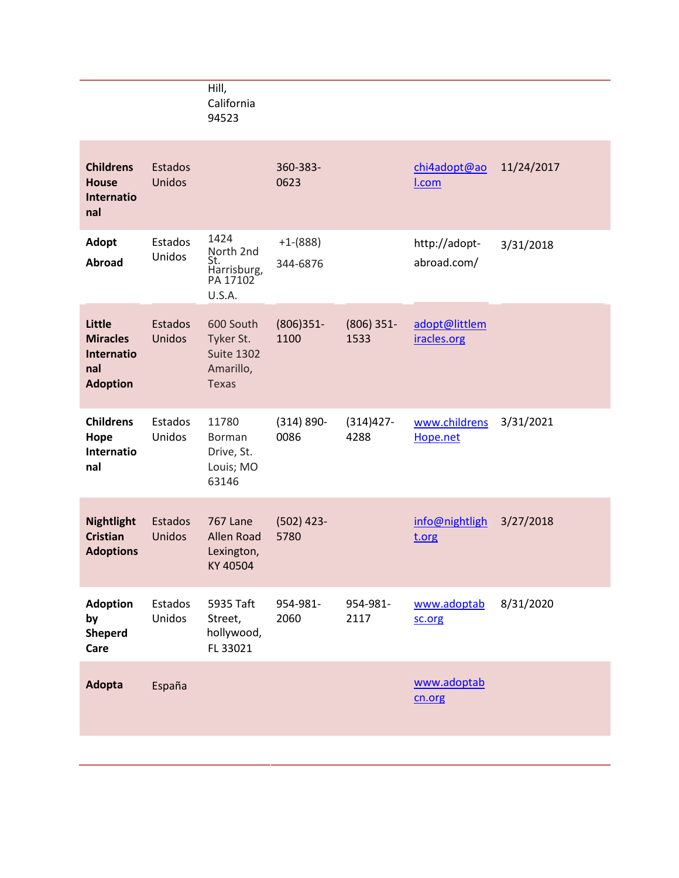| | | Hill, California 94523 | | | | |
|---|---|---|---|---|---|---|
| **Childrens House International** | Estados Unidos | | 360-383-0623 | | chi4adopt@aol.com | 11/24/2017 |
| **Adopt Abroad** | Estados Unidos | 1424 North 2nd St. Harrisburg, PA 17102 U.S.A. | +1-(888) 344-6876 | | http://adopt-abroad.com/ | 3/31/2018 |
| **Little Miracles International Adoption** | Estados Unidos | 600 South Tyker St. Suite 1302 Amarillo, Texas | (806)351-1100 | (806) 351-1533 | adopt@littlemiracles.org | |
| **Childrens Hope International** | Estados Unidos | 11780 Borman Drive, St. Louis; MO 63146 | (314) 890-0086 | (314)427-4288 | www.childrensHope.net | 3/31/2021 |
| **Nightlight Cristian Adoptions** | Estados Unidos | 767 Lane Allen Road Lexington, KY 40504 | (502) 423-5780 | | info@nightlight.org | 3/27/2018 |
| **Adoption by Sherperd Care** | Estados Unidos | 5935 Taft Street, hollywood, FL 33021 | 954-981-2060 | 954-981-2117 | www.adoptabsc.org | 8/31/2020 |
| **Adopta** | España | | | | www.adoptabcn.org | |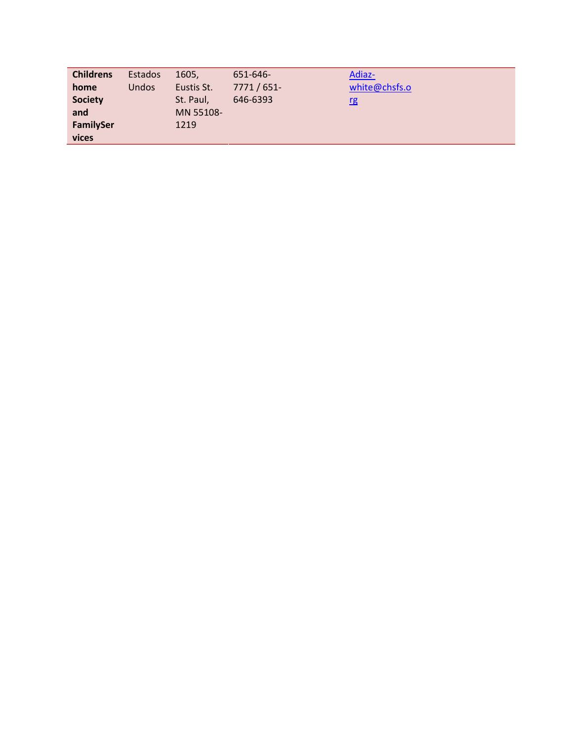| | | | | |
|---|---|---|---|---|
| **Childrens home Society and FamilyServices** | Estados Undos | 1605, Eustis St. St. Paul, MN 55108-1219 | 651-646-7771 / 651-646-6393 | Adiaz-white@chsfs.org |